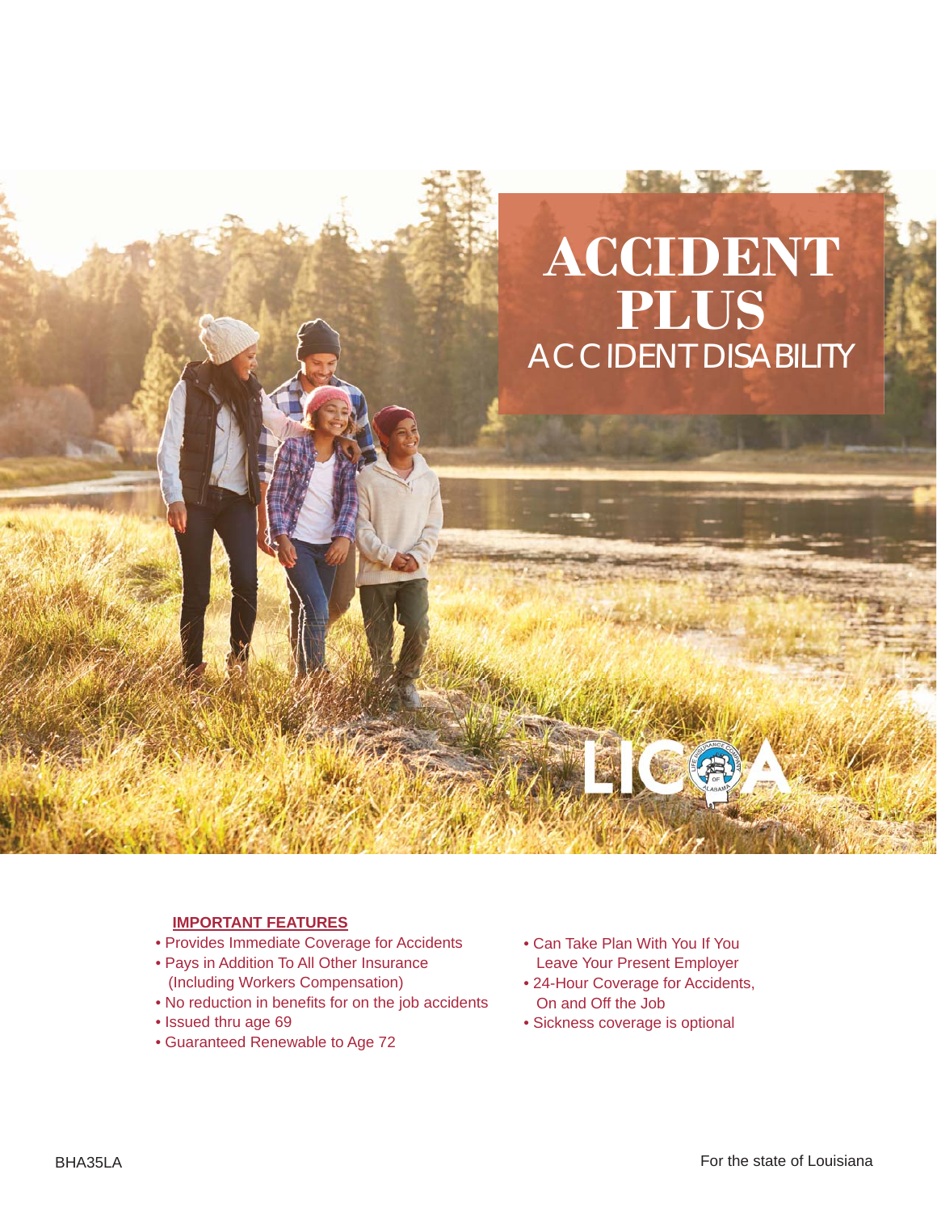# ACCIDENT PLUS

## ACCIDENT DISABILITY

LICOA

**IMPORTANT FEATURES**

- Provides Immediate Coverage for Accidents
- Pays in Addition To All Other Insurance (Including Workers Compensation)
- No reduction in benefits for on the job accidents
- Issued thru age 69
- Guaranteed Renewable to Age 72
- Can Take Plan With You If You Leave Your Present Employer
- 24-Hour Coverage for Accidents, On and Off the Job
- Sickness coverage is optional

BHA35LA

For the state of Louisiana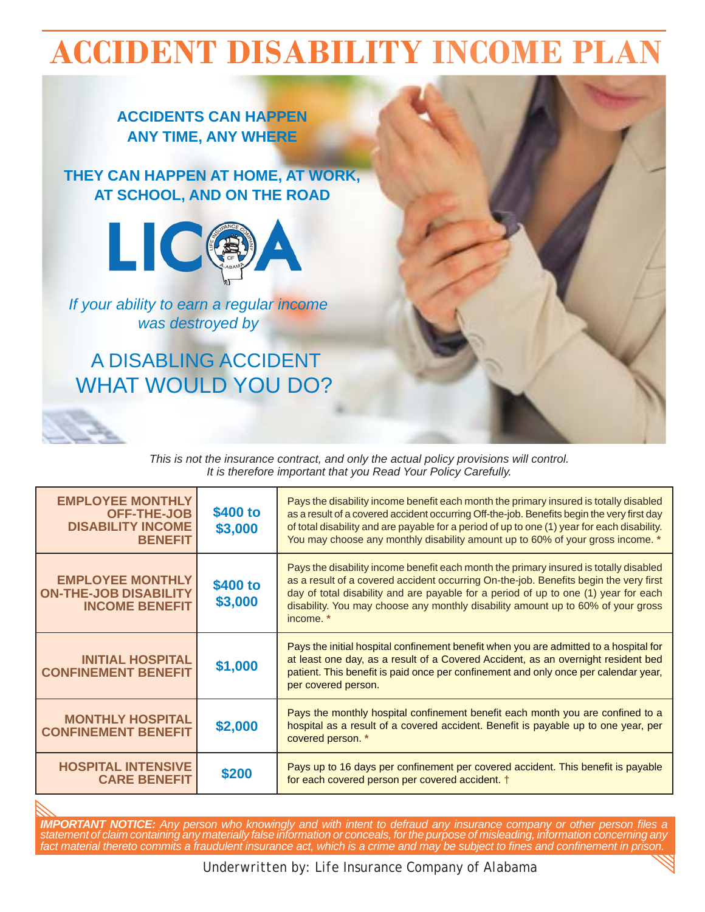# ACCIDENT DISABILITY INCOME PLAN

**ACCIDENTS CAN HAPPEN ANY TIME, ANY WHERE**

**THEY CAN HAPPEN AT HOME, AT WORK, AT SCHOOL, AND ON THE ROAD**

LICOA

*If your ability to earn a regular income was destroyed by*

A DISABLING ACCIDENT
WHAT WOULD YOU DO?

*This is not the insurance contract, and only the actual policy provisions will control. It is therefore important that you Read Your Policy Carefully.*

| Benefit | Amount | Description |
|---|---|---|
| **EMPLOYEE MONTHLY OFF-THE-JOB DISABILITY INCOME BENEFIT** | **$400 to $3,000** | Pays the disability income benefit each month the primary insured is totally disabled as a result of a covered accident occurring Off-the-job. Benefits begin the very first day of total disability and are payable for a period of up to one (1) year for each disability. You may choose any monthly disability amount up to 60% of your gross income. * |
| **EMPLOYEE MONTHLY ON-THE-JOB DISABILITY INCOME BENEFIT** | **$400 to $3,000** | Pays the disability income benefit each month the primary insured is totally disabled as a result of a covered accident occurring On-the-job. Benefits begin the very first day of total disability and are payable for a period of up to one (1) year for each disability. You may choose any monthly disability amount up to 60% of your gross income. * |
| **INITIAL HOSPITAL CONFINEMENT BENEFIT** | **$1,000** | Pays the initial hospital confinement benefit when you are admitted to a hospital for at least one day, as a result of a Covered Accident, as an overnight resident bed patient. This benefit is paid once per confinement and only once per calendar year, per covered person. |
| **MONTHLY HOSPITAL CONFINEMENT BENEFIT** | **$2,000** | Pays the monthly hospital confinement benefit each month you are confined to a hospital as a result of a covered accident. Benefit is payable up to one year, per covered person. * |
| **HOSPITAL INTENSIVE CARE BENEFIT** | **$200** | Pays up to 16 days per confinement per covered accident. This benefit is payable for each covered person per covered accident. † |

***IMPORTANT NOTICE:*** *Any person who knowingly and with intent to defraud any insurance company or other person files a statement of claim containing any materially false information or conceals, for the purpose of misleading, information concerning any fact material thereto commits a fraudulent insurance act, which is a crime and may be subject to fines and confinement in prison.*

Underwritten by: Life Insurance Company of Alabama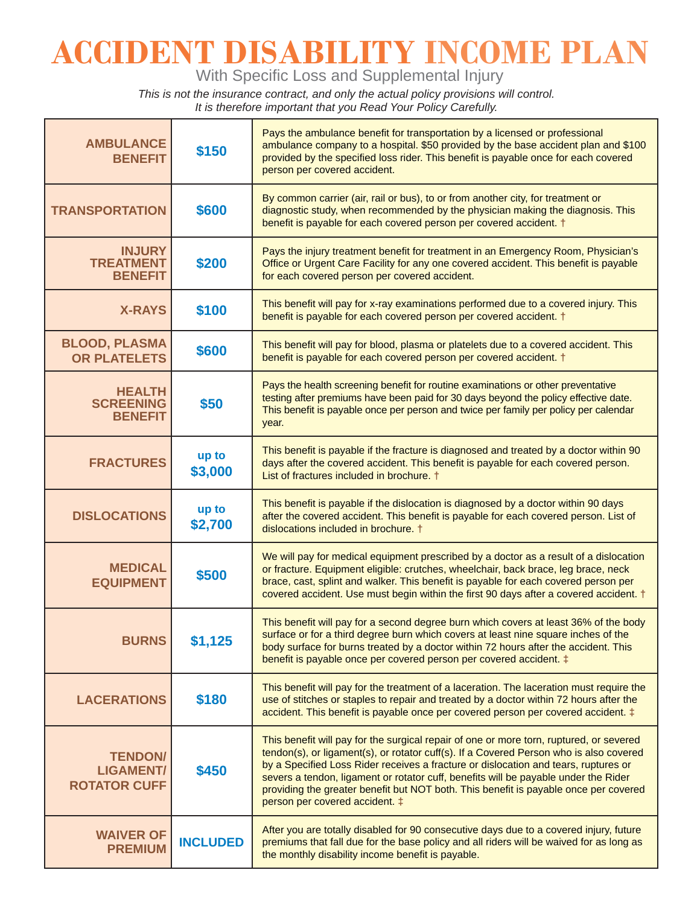# ACCIDENT DISABILITY INCOME PLAN

With Specific Loss and Supplemental Injury

*This is not the insurance contract, and only the actual policy provisions will control.*
*It is therefore important that you Read Your Policy Carefully.*

| | | |
|---|---|---|
| **AMBULANCE BENEFIT** | **$150** | Pays the ambulance benefit for transportation by a licensed or professional ambulance company to a hospital. $50 provided by the base accident plan and $100 provided by the specified loss rider. This benefit is payable once for each covered person per covered accident. |
| **TRANSPORTATION** | **$600** | By common carrier (air, rail or bus), to or from another city, for treatment or diagnostic study, when recommended by the physician making the diagnosis. This benefit is payable for each covered person per covered accident. † |
| **INJURY TREATMENT BENEFIT** | **$200** | Pays the injury treatment benefit for treatment in an Emergency Room, Physician's Office or Urgent Care Facility for any one covered accident. This benefit is payable for each covered person per covered accident. |
| **X-RAYS** | **$100** | This benefit will pay for x-ray examinations performed due to a covered injury. This benefit is payable for each covered person per covered accident. † |
| **BLOOD, PLASMA OR PLATELETS** | **$600** | This benefit will pay for blood, plasma or platelets due to a covered accident. This benefit is payable for each covered person per covered accident. † |
| **HEALTH SCREENING BENEFIT** | **$50** | Pays the health screening benefit for routine examinations or other preventative testing after premiums have been paid for 30 days beyond the policy effective date. This benefit is payable once per person and twice per family per policy per calendar year. |
| **FRACTURES** | **up to $3,000** | This benefit is payable if the fracture is diagnosed and treated by a doctor within 90 days after the covered accident. This benefit is payable for each covered person. List of fractures included in brochure. † |
| **DISLOCATIONS** | **up to $2,700** | This benefit is payable if the dislocation is diagnosed by a doctor within 90 days after the covered accident. This benefit is payable for each covered person. List of dislocations included in brochure. † |
| **MEDICAL EQUIPMENT** | **$500** | We will pay for medical equipment prescribed by a doctor as a result of a dislocation or fracture. Equipment eligible: crutches, wheelchair, back brace, leg brace, neck brace, cast, splint and walker. This benefit is payable for each covered person per covered accident. Use must begin within the first 90 days after a covered accident. † |
| **BURNS** | **$1,125** | This benefit will pay for a second degree burn which covers at least 36% of the body surface or for a third degree burn which covers at least nine square inches of the body surface for burns treated by a doctor within 72 hours after the accident. This benefit is payable once per covered person per covered accident. ‡ |
| **LACERATIONS** | **$180** | This benefit will pay for the treatment of a laceration. The laceration must require the use of stitches or staples to repair and treated by a doctor within 72 hours after the accident. This benefit is payable once per covered person per covered accident. ‡ |
| **TENDON/ LIGAMENT/ ROTATOR CUFF** | **$450** | This benefit will pay for the surgical repair of one or more torn, ruptured, or severed tendon(s), or ligament(s), or rotator cuff(s). If a Covered Person who is also covered by a Specified Loss Rider receives a fracture or dislocation and tears, ruptures or severs a tendon, ligament or rotator cuff, benefits will be payable under the Rider providing the greater benefit but NOT both. This benefit is payable once per covered person per covered accident. ‡ |
| **WAIVER OF PREMIUM** | **INCLUDED** | After you are totally disabled for 90 consecutive days due to a covered injury, future premiums that fall due for the base policy and all riders will be waived for as long as the monthly disability income benefit is payable. |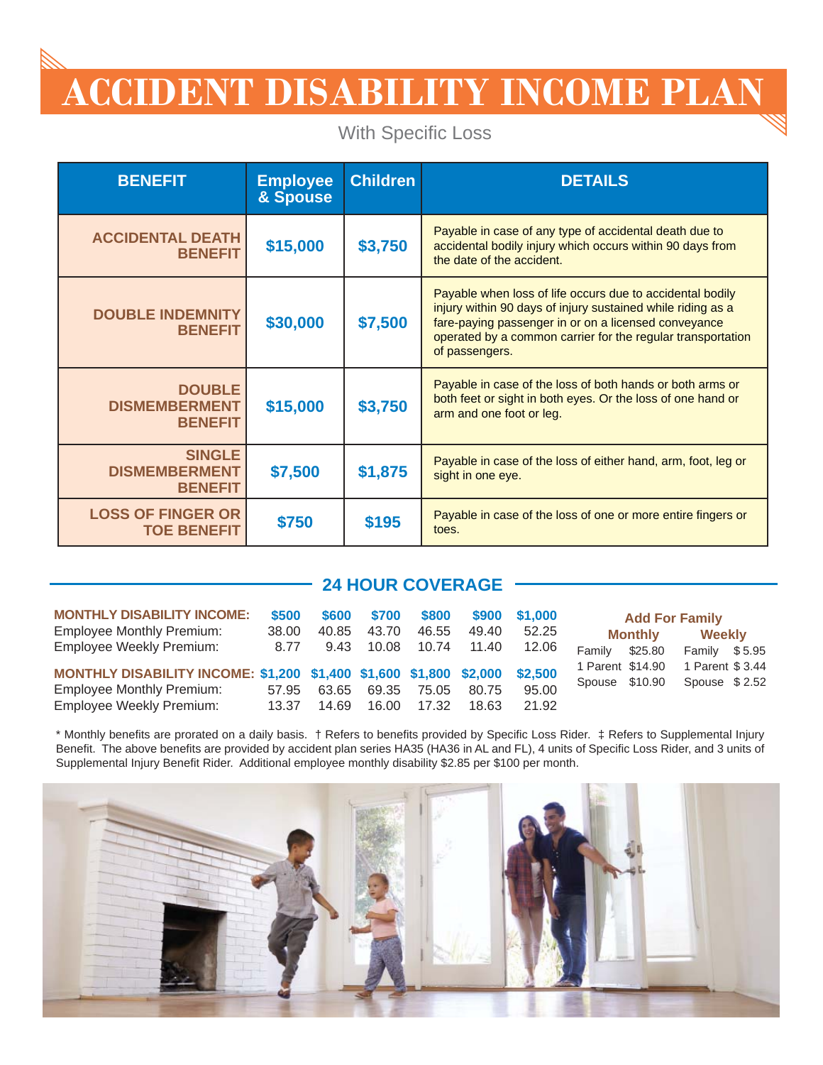# ACCIDENT DISABILITY INCOME PLAN

With Specific Loss

| BENEFIT | Employee & Spouse | Children | DETAILS |
| --- | --- | --- | --- |
| ACCIDENTAL DEATH BENEFIT | $15,000 | $3,750 | Payable in case of any type of accidental death due to accidental bodily injury which occurs within 90 days from the date of the accident. |
| DOUBLE INDEMNITY BENEFIT | $30,000 | $7,500 | Payable when loss of life occurs due to accidental bodily injury within 90 days of injury sustained while riding as a fare-paying passenger in or on a licensed conveyance operated by a common carrier for the regular transportation of passengers. |
| DOUBLE DISMEMBERMENT BENEFIT | $15,000 | $3,750 | Payable in case of the loss of both hands or both arms or both feet or sight in both eyes. Or the loss of one hand or arm and one foot or leg. |
| SINGLE DISMEMBERMENT BENEFIT | $7,500 | $1,875 | Payable in case of the loss of either hand, arm, foot, leg or sight in one eye. |
| LOSS OF FINGER OR TOE BENEFIT | $750 | $195 | Payable in case of the loss of one or more entire fingers or toes. |

## 24 HOUR COVERAGE

| MONTHLY DISABILITY INCOME: | $500 | $600 | $700 | $800 | $900 | $1,000 |
| --- | --- | --- | --- | --- | --- | --- |
| Employee Monthly Premium: | 38.00 | 40.85 | 43.70 | 46.55 | 49.40 | 52.25 |
| Employee Weekly Premium: | 8.77 | 9.43 | 10.08 | 10.74 | 11.40 | 12.06 |
| **MONTHLY DISABILITY INCOME:** | **$1,200** | **$1,400** | **$1,600** | **$1,800** | **$2,000** | **$2,500** |
| Employee Monthly Premium: | 57.95 | 63.65 | 69.35 | 75.05 | 80.75 | 95.00 |
| Employee Weekly Premium: | 13.37 | 14.69 | 16.00 | 17.32 | 18.63 | 21.92 |

**Add For Family**

| Monthly | | Weekly | |
| --- | --- | --- | --- |
| Family | $25.80 | Family | $ 5.95 |
| 1 Parent | $14.90 | 1 Parent | $ 3.44 |
| Spouse | $10.90 | Spouse | $ 2.52 |

* Monthly benefits are prorated on a daily basis. † Refers to benefits provided by Specific Loss Rider. ‡ Refers to Supplemental Injury Benefit. The above benefits are provided by accident plan series HA35 (HA36 in AL and FL), 4 units of Specific Loss Rider, and 3 units of Supplemental Injury Benefit Rider. Additional employee monthly disability $2.85 per $100 per month.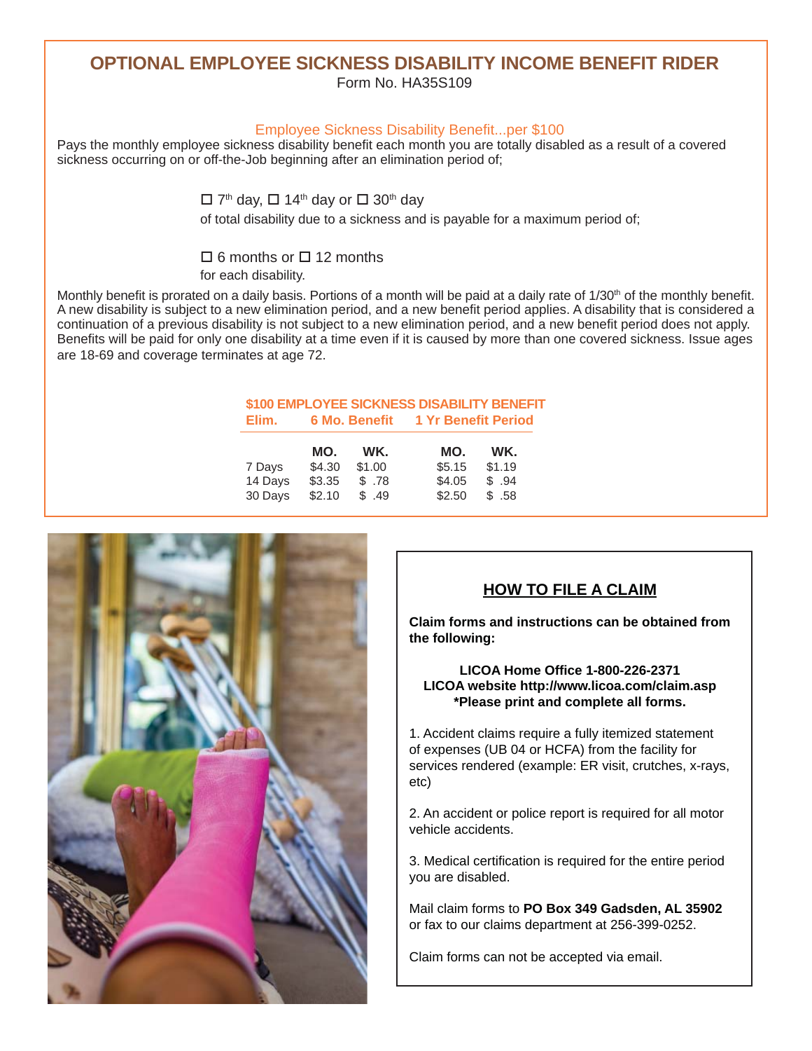# OPTIONAL EMPLOYEE SICKNESS DISABILITY INCOME BENEFIT RIDER

Form No. HA35S109

### Employee Sickness Disability Benefit...per $100

Pays the monthly employee sickness disability benefit each month you are totally disabled as a result of a covered sickness occurring on or off-the-Job beginning after an elimination period of;

☐ 7th day, ☐ 14th day or ☐ 30th day

of total disability due to a sickness and is payable for a maximum period of;

☐ 6 months or ☐ 12 months

for each disability.

Monthly benefit is prorated on a daily basis. Portions of a month will be paid at a daily rate of 1/30th of the monthly benefit. A new disability is subject to a new elimination period, and a new benefit period applies. A disability that is considered a continuation of a previous disability is not subject to a new elimination period, and a new benefit period does not apply. Benefits will be paid for only one disability at a time even if it is caused by more than one covered sickness. Issue ages are 18-69 and coverage terminates at age 72.

**$100 EMPLOYEE SICKNESS DISABILITY BENEFIT**

| Elim. | 6 Mo. Benefit | | 1 Yr Benefit Period | |
|---|---|---|---|---|
| | **MO.** | **WK.** | **MO.** | **WK.** |
| 7 Days | $4.30 | $1.00 | $5.15 | $1.19 |
| 14 Days | $3.35 | $ .78 | $4.05 | $ .94 |
| 30 Days | $2.10 | $ .49 | $2.50 | $ .58 |

## HOW TO FILE A CLAIM

**Claim forms and instructions can be obtained from the following:**

**LICOA Home Office 1-800-226-2371**
**LICOA website http://www.licoa.com/claim.asp**
***Please print and complete all forms.**

1. Accident claims require a fully itemized statement of expenses (UB 04 or HCFA) from the facility for services rendered (example: ER visit, crutches, x-rays, etc)

2. An accident or police report is required for all motor vehicle accidents.

3. Medical certification is required for the entire period you are disabled.

Mail claim forms to **PO Box 349 Gadsden, AL 35902** or fax to our claims department at 256-399-0252.

Claim forms can not be accepted via email.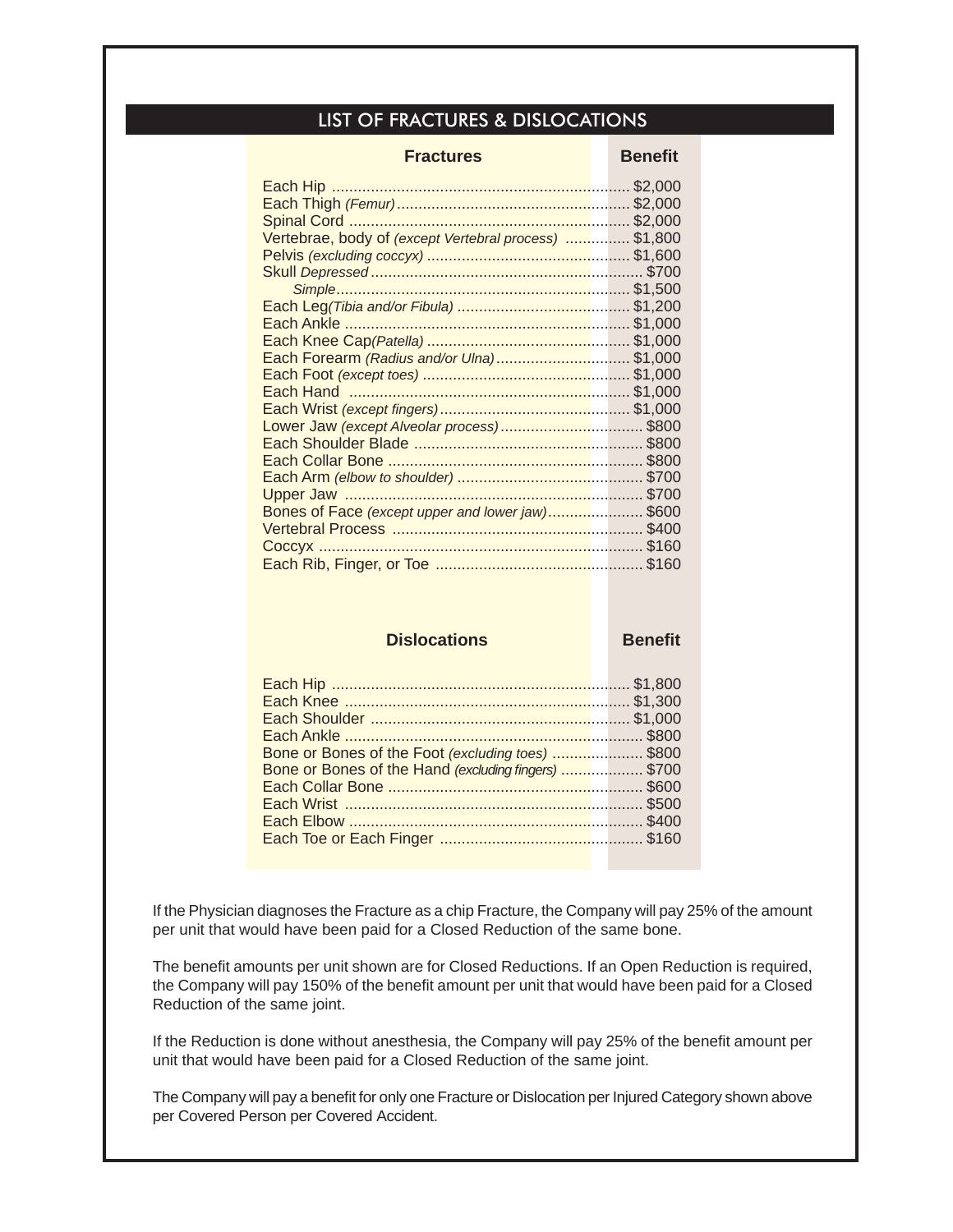## LIST OF FRACTURES & DISLOCATIONS

| Fractures | Benefit |
|---|---|
| Each Hip | $2,000 |
| Each Thigh *(Femur)* | $2,000 |
| Spinal Cord | $2,000 |
| Vertebrae, body of *(except Vertebral process)* | $1,800 |
| Pelvis *(excluding coccyx)* | $1,600 |
| Skull *Depressed* | $700 |
| *Simple* | $1,500 |
| Each Leg *(Tibia and/or Fibula)* | $1,200 |
| Each Ankle | $1,000 |
| Each Knee Cap *(Patella)* | $1,000 |
| Each Forearm *(Radius and/or Ulna)* | $1,000 |
| Each Foot *(except toes)* | $1,000 |
| Each Hand | $1,000 |
| Each Wrist *(except fingers)* | $1,000 |
| Lower Jaw *(except Alveolar process)* | $800 |
| Each Shoulder Blade | $800 |
| Each Collar Bone | $800 |
| Each Arm *(elbow to shoulder)* | $700 |
| Upper Jaw | $700 |
| Bones of Face *(except upper and lower jaw)* | $600 |
| Vertebral Process | $400 |
| Coccyx | $160 |
| Each Rib, Finger, or Toe | $160 |

| Dislocations | Benefit |
|---|---|
| Each Hip | $1,800 |
| Each Knee | $1,300 |
| Each Shoulder | $1,000 |
| Each Ankle | $800 |
| Bone or Bones of the Foot *(excluding toes)* | $800 |
| Bone or Bones of the Hand *(excluding fingers)* | $700 |
| Each Collar Bone | $600 |
| Each Wrist | $500 |
| Each Elbow | $400 |
| Each Toe or Each Finger | $160 |

If the Physician diagnoses the Fracture as a chip Fracture, the Company will pay 25% of the amount per unit that would have been paid for a Closed Reduction of the same bone.

The benefit amounts per unit shown are for Closed Reductions. If an Open Reduction is required, the Company will pay 150% of the benefit amount per unit that would have been paid for a Closed Reduction of the same joint.

If the Reduction is done without anesthesia, the Company will pay 25% of the benefit amount per unit that would have been paid for a Closed Reduction of the same joint.

The Company will pay a benefit for only one Fracture or Dislocation per Injured Category shown above per Covered Person per Covered Accident.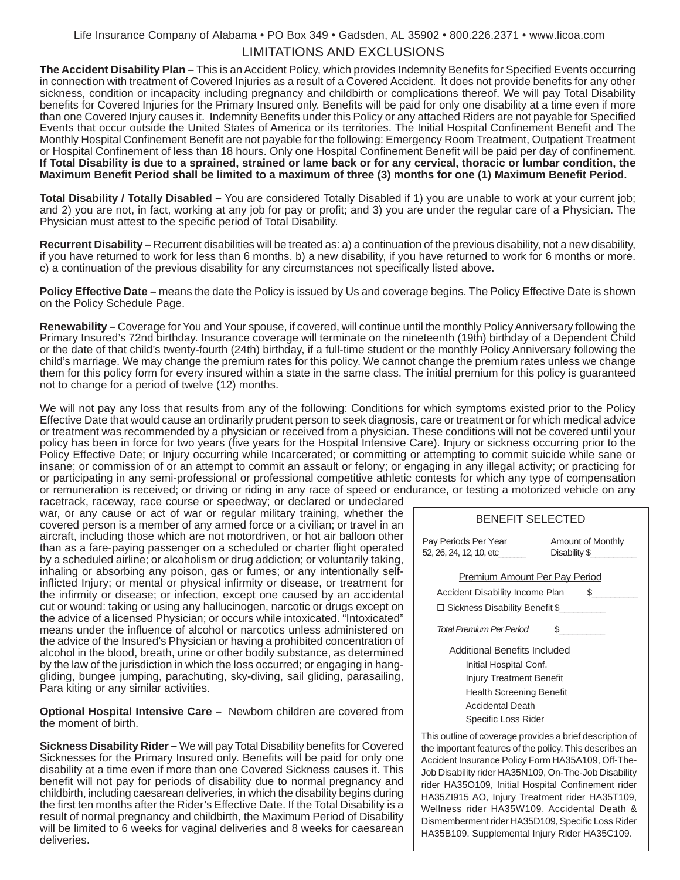Life Insurance Company of Alabama • PO Box 349 • Gadsden, AL 35902 • 800.226.2371 • www.licoa.com

# LIMITATIONS AND EXCLUSIONS

**The Accident Disability Plan –** This is an Accident Policy, which provides Indemnity Benefits for Specified Events occurring in connection with treatment of Covered Injuries as a result of a Covered Accident. It does not provide benefits for any other sickness, condition or incapacity including pregnancy and childbirth or complications thereof. We will pay Total Disability benefits for Covered Injuries for the Primary Insured only. Benefits will be paid for only one disability at a time even if more than one Covered Injury causes it. Indemnity Benefits under this Policy or any attached Riders are not payable for Specified Events that occur outside the United States of America or its territories. The Initial Hospital Confinement Benefit and The Monthly Hospital Confinement Benefit are not payable for the following: Emergency Room Treatment, Outpatient Treatment or Hospital Confinement of less than 18 hours. Only one Hospital Confinement Benefit will be paid per day of confinement. **If Total Disability is due to a sprained, strained or lame back or for any cervical, thoracic or lumbar condition, the Maximum Benefit Period shall be limited to a maximum of three (3) months for one (1) Maximum Benefit Period.**

**Total Disability / Totally Disabled –** You are considered Totally Disabled if 1) you are unable to work at your current job; and 2) you are not, in fact, working at any job for pay or profit; and 3) you are under the regular care of a Physician. The Physician must attest to the specific period of Total Disability.

**Recurrent Disability –** Recurrent disabilities will be treated as: a) a continuation of the previous disability, not a new disability, if you have returned to work for less than 6 months. b) a new disability, if you have returned to work for 6 months or more. c) a continuation of the previous disability for any circumstances not specifically listed above.

**Policy Effective Date –** means the date the Policy is issued by Us and coverage begins. The Policy Effective Date is shown on the Policy Schedule Page.

**Renewability –** Coverage for You and Your spouse, if covered, will continue until the monthly Policy Anniversary following the Primary Insured's 72nd birthday. Insurance coverage will terminate on the nineteenth (19th) birthday of a Dependent Child or the date of that child's twenty-fourth (24th) birthday, if a full-time student or the monthly Policy Anniversary following the child's marriage. We may change the premium rates for this policy. We cannot change the premium rates unless we change them for this policy form for every insured within a state in the same class. The initial premium for this policy is guaranteed not to change for a period of twelve (12) months.

We will not pay any loss that results from any of the following: Conditions for which symptoms existed prior to the Policy Effective Date that would cause an ordinarily prudent person to seek diagnosis, care or treatment or for which medical advice or treatment was recommended by a physician or received from a physician. These conditions will not be covered until your policy has been in force for two years (five years for the Hospital Intensive Care). Injury or sickness occurring prior to the Policy Effective Date; or Injury occurring while Incarcerated; or committing or attempting to commit suicide while sane or insane; or commission of or an attempt to commit an assault or felony; or engaging in any illegal activity; or practicing for or participating in any semi-professional or professional competitive athletic contests for which any type of compensation or remuneration is received; or driving or riding in any race of speed or endurance, or testing a motorized vehicle on any racetrack, raceway, race course or speedway; or declared or undeclared war, or any cause or act of war or regular military training, whether the covered person is a member of any armed force or a civilian; or travel in an aircraft, including those which are not motordriven, or hot air balloon other than as a fare-paying passenger on a scheduled or charter flight operated by a scheduled airline; or alcoholism or drug addiction; or voluntarily taking, inhaling or absorbing any poison, gas or fumes; or any intentionally self-inflicted Injury; or mental or physical infirmity or disease, or treatment for the infirmity or disease; or infection, except one caused by an accidental cut or wound: taking or using any hallucinogen, narcotic or drugs except on the advice of a licensed Physician; or occurs while intoxicated. "Intoxicated" means under the influence of alcohol or narcotics unless administered on the advice of the Insured's Physician or having a prohibited concentration of alcohol in the blood, breath, urine or other bodily substance, as determined by the law of the jurisdiction in which the loss occurred; or engaging in hang-gliding, bungee jumping, parachuting, sky-diving, sail gliding, parasailing, Para kiting or any similar activities.

**Optional Hospital Intensive Care –** Newborn children are covered from the moment of birth.

**Sickness Disability Rider –** We will pay Total Disability benefits for Covered Sicknesses for the Primary Insured only. Benefits will be paid for only one disability at a time even if more than one Covered Sickness causes it. This benefit will not pay for periods of disability due to normal pregnancy and childbirth, including caesarean deliveries, in which the disability begins during the first ten months after the Rider's Effective Date. If the Total Disability is a result of normal pregnancy and childbirth, the Maximum Period of Disability will be limited to 6 weeks for vaginal deliveries and 8 weeks for caesarean deliveries.

## BENEFIT SELECTED

| Pay Periods Per Year | Amount of Monthly |
|---|---|
| 52, 26, 24, 12, 10, etc______ | Disability $__________ |

Premium Amount Per Pay Period

Accident Disability Income Plan $_________

☐ Sickness Disability Benefit $_________

*Total Premium Per Period* $_________

Additional Benefits Included

- Initial Hospital Conf.
- Injury Treatment Benefit
- Health Screening Benefit
- Accidental Death
- Specific Loss Rider

This outline of coverage provides a brief description of the important features of the policy. This describes an Accident Insurance Policy Form HA35A109, Off-The-Job Disability rider HA35N109, On-The-Job Disability rider HA35O109, Initial Hospital Confinement rider HA35ZI915 AO, Injury Treatment rider HA35T109, Wellness rider HA35W109, Accidental Death & Dismemberment rider HA35D109, Specific Loss Rider HA35B109. Supplemental Injury Rider HA35C109.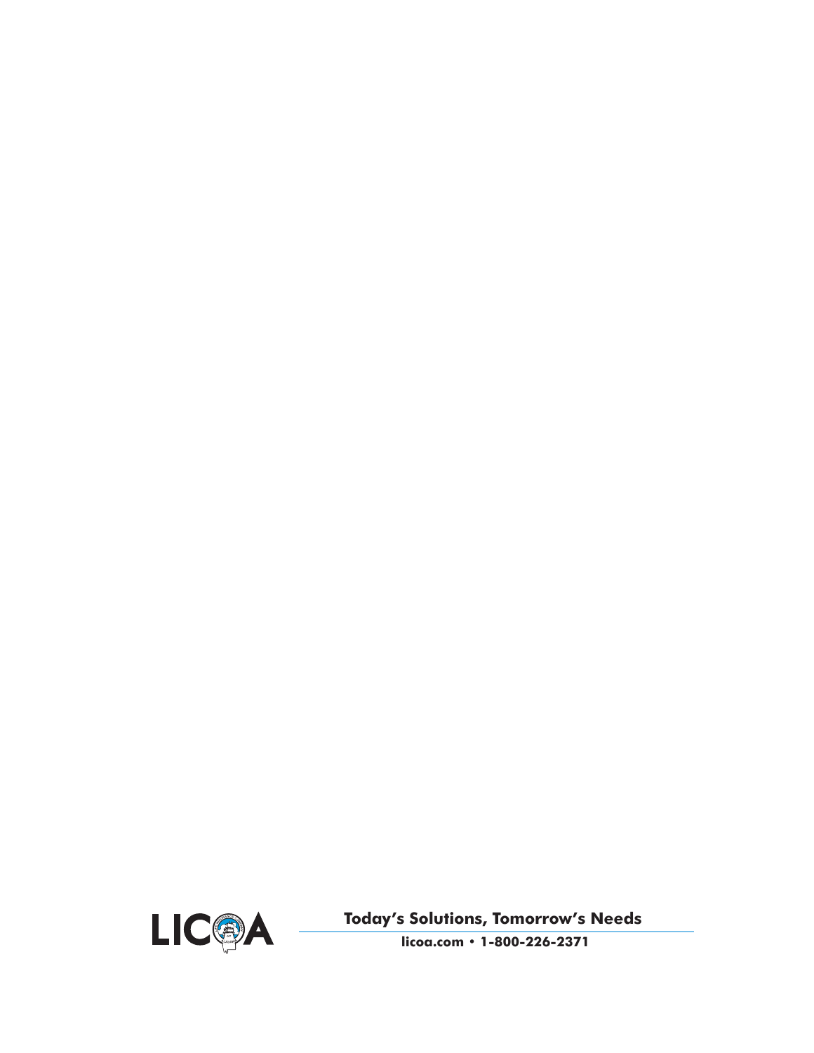LICOA

**Today's Solutions, Tomorrow's Needs**

**licoa.com • 1-800-226-2371**